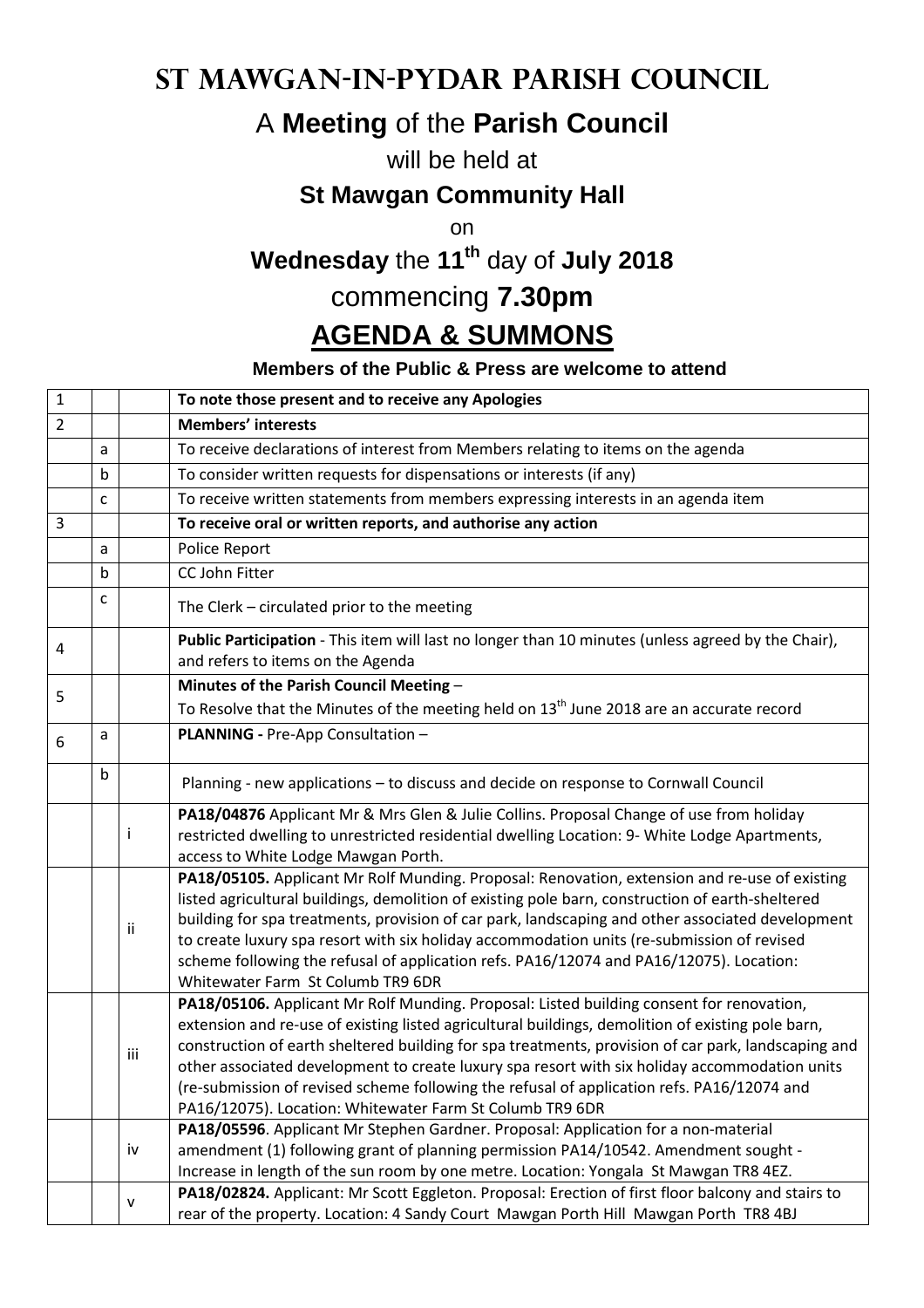# St Mawgan-in-Pydar Parish Council

## A **Meeting** of the **Parish Council**

will be held at

**St Mawgan Community Hall**

on

**Wednesday** the **11th** day of **July 2018**

commencing **7.30pm**

## AGENDA & SUMMONS

**Members of the Public & Press are welcome to attend**

| | | | |
|---|---|---|---|
| 1 | | | **To note those present and to receive any Apologies** |
| 2 | | | **Members' interests** |
| | a | | To receive declarations of interest from Members relating to items on the agenda |
| | b | | To consider written requests for dispensations or interests (if any) |
| | c | | To receive written statements from members expressing interests in an agenda item |
| 3 | | | **To receive oral or written reports, and authorise any action** |
| | a | | Police Report |
| | b | | CC John Fitter |
| | c | | The Clerk – circulated prior to the meeting |
| 4 | | | **Public Participation** - This item will last no longer than 10 minutes (unless agreed by the Chair), and refers to items on the Agenda |
| 5 | | | **Minutes of the Parish Council Meeting** – To Resolve that the Minutes of the meeting held on 13th June 2018 are an accurate record |
| 6 | a | | **PLANNING -** Pre-App Consultation – |
| | b | | Planning - new applications – to discuss and decide on response to Cornwall Council |
| | | i | **PA18/04876** Applicant Mr & Mrs Glen & Julie Collins. Proposal Change of use from holiday restricted dwelling to unrestricted residential dwelling Location: 9- White Lodge Apartments, access to White Lodge Mawgan Porth. |
| | | ii | **PA18/05105.** Applicant Mr Rolf Munding. Proposal: Renovation, extension and re-use of existing listed agricultural buildings, demolition of existing pole barn, construction of earth-sheltered building for spa treatments, provision of car park, landscaping and other associated development to create luxury spa resort with six holiday accommodation units (re-submission of revised scheme following the refusal of application refs. PA16/12074 and PA16/12075). Location: Whitewater Farm St Columb TR9 6DR |
| | | iii | **PA18/05106.** Applicant Mr Rolf Munding. Proposal: Listed building consent for renovation, extension and re-use of existing listed agricultural buildings, demolition of existing pole barn, construction of earth sheltered building for spa treatments, provision of car park, landscaping and other associated development to create luxury spa resort with six holiday accommodation units (re-submission of revised scheme following the refusal of application refs. PA16/12074 and PA16/12075). Location: Whitewater Farm St Columb TR9 6DR |
| | | iv | **PA18/05596**. Applicant Mr Stephen Gardner. Proposal: Application for a non-material amendment (1) following grant of planning permission PA14/10542. Amendment sought - Increase in length of the sun room by one metre. Location: Yongala St Mawgan TR8 4EZ. |
| | | v | **PA18/02824.** Applicant: Mr Scott Eggleton. Proposal: Erection of first floor balcony and stairs to rear of the property. Location: 4 Sandy Court Mawgan Porth Hill Mawgan Porth TR8 4BJ |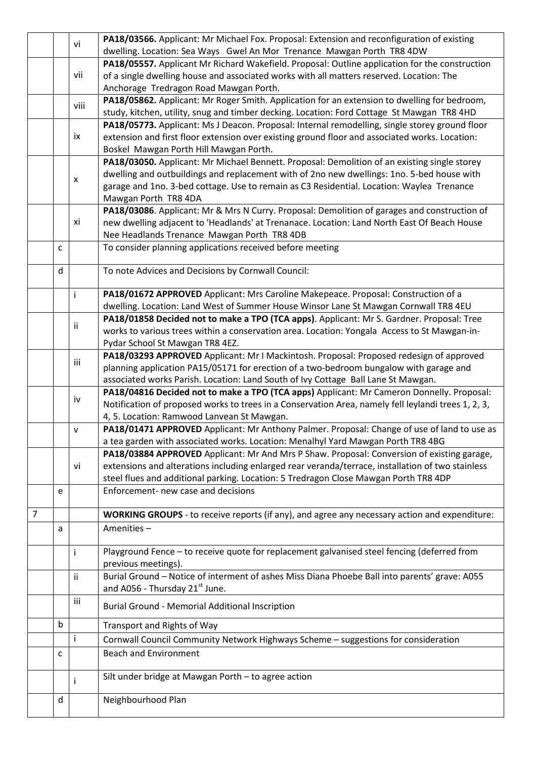| | | | |
|---|---|---|---|
| | | vi | **PA18/03566.** Applicant: Mr Michael Fox. Proposal: Extension and reconfiguration of existing dwelling. Location: Sea Ways Gwel An Mor Trenance Mawgan Porth TR8 4DW |
| | | vii | **PA18/05557.** Applicant Mr Richard Wakefield. Proposal: Outline application for the construction of a single dwelling house and associated works with all matters reserved. Location: The Anchorage Tredragon Road Mawgan Porth. |
| | | viii | **PA18/05862.** Applicant: Mr Roger Smith. Application for an extension to dwelling for bedroom, study, kitchen, utility, snug and timber decking. Location: Ford Cottage St Mawgan TR8 4HD |
| | | ix | **PA18/05773.** Applicant: Ms J Deacon. Proposal: Internal remodelling, single storey ground floor extension and first floor extension over existing ground floor and associated works. Location: Boskel Mawgan Porth Hill Mawgan Porth. |
| | | x | **PA18/03050.** Applicant: Mr Michael Bennett. Proposal: Demolition of an existing single storey dwelling and outbuildings and replacement with of 2no new dwellings: 1no. 5-bed house with garage and 1no. 3-bed cottage. Use to remain as C3 Residential. Location: Waylea Trenance Mawgan Porth TR8 4DA |
| | | xi | **PA18/03086**. Applicant: Mr & Mrs N Curry. Proposal: Demolition of garages and construction of new dwelling adjacent to 'Headlands' at Trenanace. Location: Land North East Of Beach House Nee Headlands Trenance Mawgan Porth TR8 4DB |
| | c | | To consider planning applications received before meeting |
| | d | | To note Advices and Decisions by Cornwall Council: |
| | | i | **PA18/01672 APPROVED** Applicant: Mrs Caroline Makepeace. Proposal: Construction of a dwelling. Location: Land West of Summer House Winsor Lane St Mawgan Cornwall TR8 4EU |
| | | ii | **PA18/01858 Decided not to make a TPO (TCA apps)**. Applicant: Mr S. Gardner. Proposal: Tree works to various trees within a conservation area. Location: Yongala Access to St Mawgan-in-Pydar School St Mawgan TR8 4EZ. |
| | | iii | **PA18/03293 APPROVED** Applicant: Mr I Mackintosh. Proposal: Proposed redesign of approved planning application PA15/05171 for erection of a two-bedroom bungalow with garage and associated works Parish. Location: Land South of Ivy Cottage Ball Lane St Mawgan. |
| | | iv | **PA18/04816 Decided not to make a TPO (TCA apps)** Applicant: Mr Cameron Donnelly. Proposal: Notification of proposed works to trees in a Conservation Area, namely fell leylandi trees 1, 2, 3, 4, 5. Location: Ramwood Lanvean St Mawgan. |
| | | v | **PA18/01471 APPROVED** Applicant: Mr Anthony Palmer. Proposal: Change of use of land to use as a tea garden with associated works. Location: Menalhyl Yard Mawgan Porth TR8 4BG |
| | | vi | **PA18/03884 APPROVED** Applicant: Mr And Mrs P Shaw. Proposal: Conversion of existing garage, extensions and alterations including enlarged rear veranda/terrace, installation of two stainless steel flues and additional parking. Location: 5 Tredragon Close Mawgan Porth TR8 4DP |
| | e | | Enforcement- new case and decisions |
| 7 | | | **WORKING GROUPS** - to receive reports (if any), and agree any necessary action and expenditure: |
| | a | | Amenities – |
| | | i | Playground Fence – to receive quote for replacement galvanised steel fencing (deferred from previous meetings). |
| | | ii | Burial Ground – Notice of interment of ashes Miss Diana Phoebe Ball into parents' grave: A055 and A056 - Thursday 21st June. |
| | | iii | Burial Ground - Memorial Additional Inscription |
| | b | | Transport and Rights of Way |
| | | i | Cornwall Council Community Network Highways Scheme – suggestions for consideration |
| | c | | Beach and Environment |
| | | i | Silt under bridge at Mawgan Porth – to agree action |
| | d | | Neighbourhood Plan |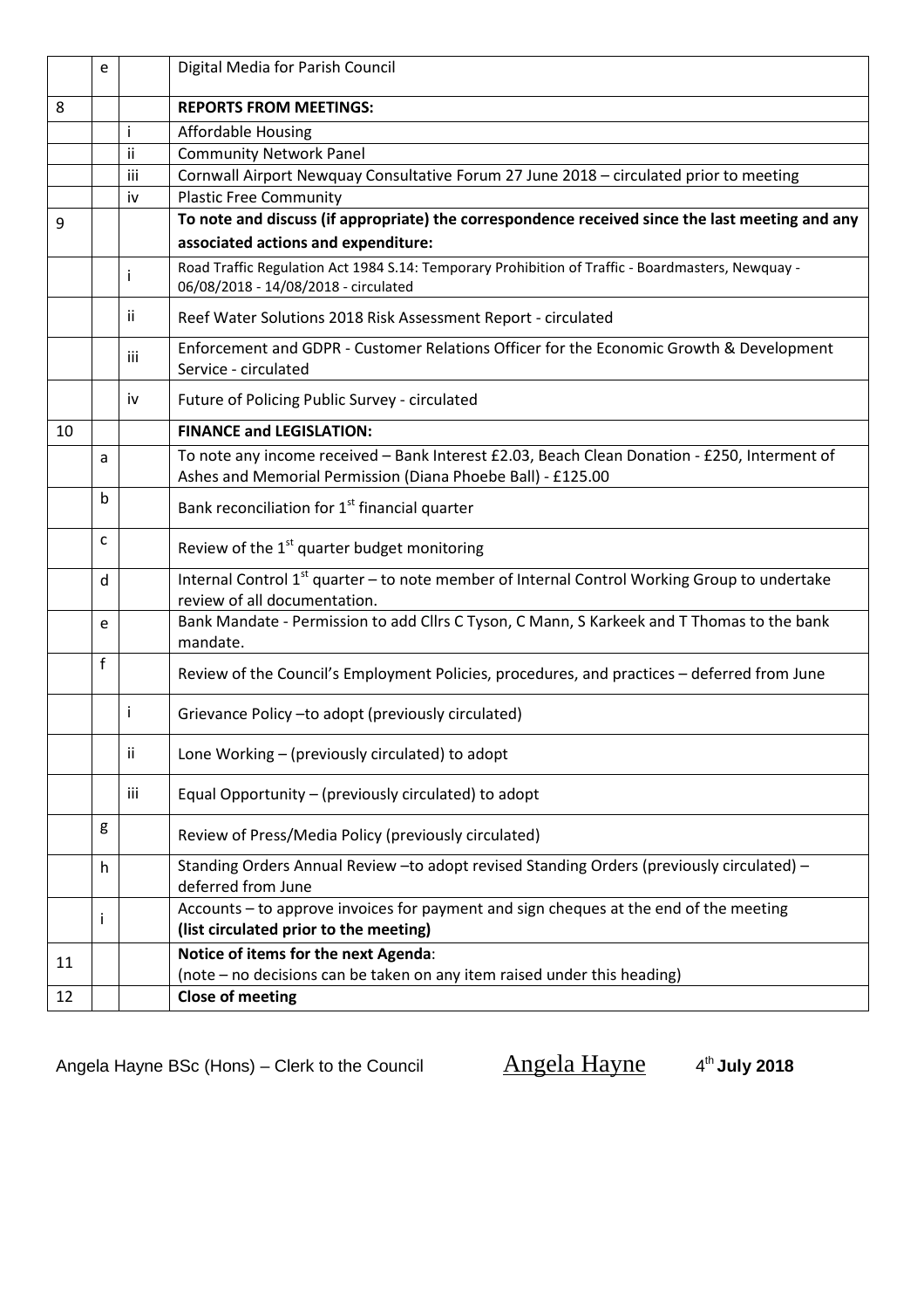| | | | |
|---|---|---|---|
| | e | | Digital Media for Parish Council |
| 8 | | | **REPORTS FROM MEETINGS:** |
| | | i | Affordable Housing |
| | | ii | Community Network Panel |
| | | iii | Cornwall Airport Newquay Consultative Forum 27 June 2018 – circulated prior to meeting |
| | | iv | Plastic Free Community |
| 9 | | | **To note and discuss (if appropriate) the correspondence received since the last meeting and any associated actions and expenditure:** |
| | | i | Road Traffic Regulation Act 1984 S.14: Temporary Prohibition of Traffic - Boardmasters, Newquay - 06/08/2018 - 14/08/2018 - circulated |
| | | ii | Reef Water Solutions 2018 Risk Assessment Report - circulated |
| | | iii | Enforcement and GDPR - Customer Relations Officer for the Economic Growth & Development Service - circulated |
| | | iv | Future of Policing Public Survey - circulated |
| 10 | | | **FINANCE and LEGISLATION:** |
| | a | | To note any income received – Bank Interest £2.03, Beach Clean Donation - £250, Interment of Ashes and Memorial Permission (Diana Phoebe Ball) - £125.00 |
| | b | | Bank reconciliation for 1st financial quarter |
| | c | | Review of the 1st quarter budget monitoring |
| | d | | Internal Control 1st quarter – to note member of Internal Control Working Group to undertake review of all documentation. |
| | e | | Bank Mandate - Permission to add Cllrs C Tyson, C Mann, S Karkeek and T Thomas to the bank mandate. |
| | f | | Review of the Council's Employment Policies, procedures, and practices – deferred from June |
| | | i | Grievance Policy –to adopt (previously circulated) |
| | | ii | Lone Working – (previously circulated) to adopt |
| | | iii | Equal Opportunity – (previously circulated) to adopt |
| | g | | Review of Press/Media Policy (previously circulated) |
| | h | | Standing Orders Annual Review –to adopt revised Standing Orders (previously circulated) – deferred from June |
| | i | | Accounts – to approve invoices for payment and sign cheques at the end of the meeting **(list circulated prior to the meeting)** |
| 11 | | | **Notice of items for the next Agenda**: (note – no decisions can be taken on any item raised under this heading) |
| 12 | | | **Close of meeting** |

Angela Hayne BSc (Hons) – Clerk to the Council Angela Hayne 4th **July 2018**